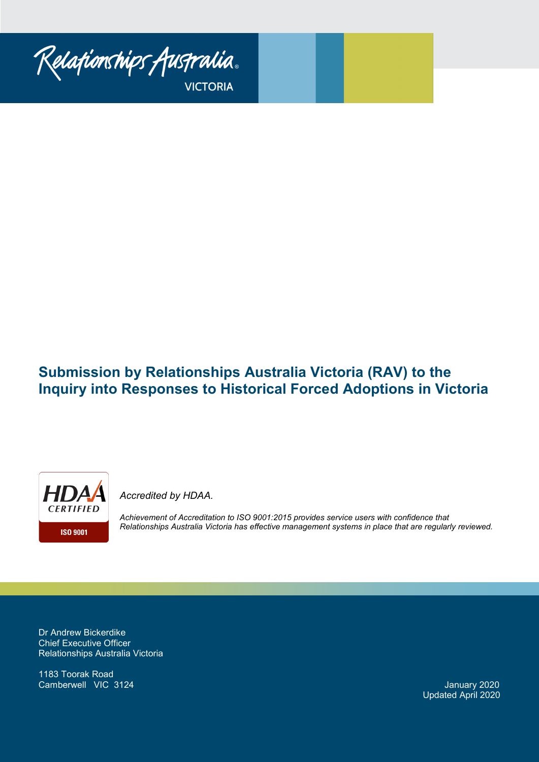Relationships Australia
VICTORIA

# Submission by Relationships Australia Victoria (RAV) to the Inquiry into Responses to Historical Forced Adoptions in Victoria

HDAA CERTIFIED ISO 9001

*Accredited by HDAA.*

*Achievement of Accreditation to ISO 9001:2015 provides service users with confidence that Relationships Australia Victoria has effective management systems in place that are regularly reviewed.*

Dr Andrew Bickerdike
Chief Executive Officer
Relationships Australia Victoria

1183 Toorak Road
Camberwell VIC 3124

January 2020
Updated April 2020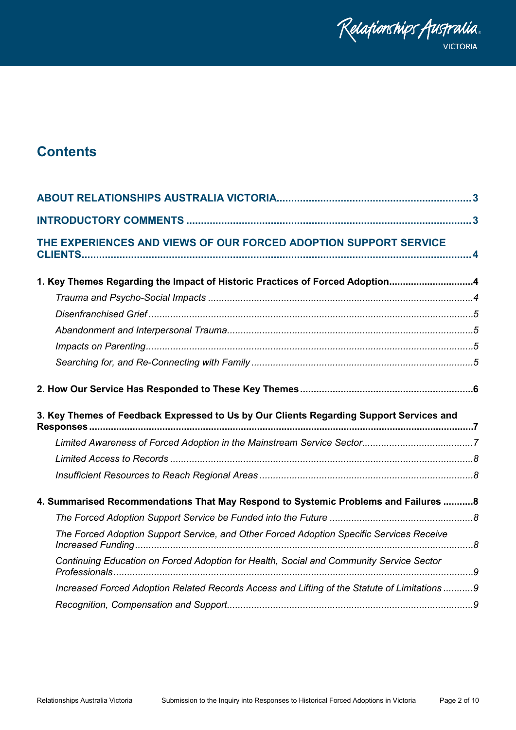# Contents

**ABOUT RELATIONSHIPS AUSTRALIA VICTORIA** .......... 3

**INTRODUCTORY COMMENTS** .......... 3

**THE EXPERIENCES AND VIEWS OF OUR FORCED ADOPTION SUPPORT SERVICE CLIENTS** .......... 4

**1. Key Themes Regarding the Impact of Historic Practices of Forced Adoption** .......... 4

- *Trauma and Psycho-Social Impacts* .......... 4
- *Disenfranchised Grief* .......... 5
- *Abandonment and Interpersonal Trauma* .......... 5
- *Impacts on Parenting* .......... 5
- *Searching for, and Re-Connecting with Family* .......... 5

**2. How Our Service Has Responded to These Key Themes** .......... 6

**3. Key Themes of Feedback Expressed to Us by Our Clients Regarding Support Services and Responses** .......... 7

- *Limited Awareness of Forced Adoption in the Mainstream Service Sector* .......... 7
- *Limited Access to Records* .......... 8
- *Insufficient Resources to Reach Regional Areas* .......... 8

**4. Summarised Recommendations That May Respond to Systemic Problems and Failures** .......... 8

- *The Forced Adoption Support Service be Funded into the Future* .......... 8
- *The Forced Adoption Support Service, and Other Forced Adoption Specific Services Receive Increased Funding* .......... 8
- *Continuing Education on Forced Adoption for Health, Social and Community Service Sector Professionals* .......... 9
- *Increased Forced Adoption Related Records Access and Lifting of the Statute of Limitations* .......... 9
- *Recognition, Compensation and Support* .......... 9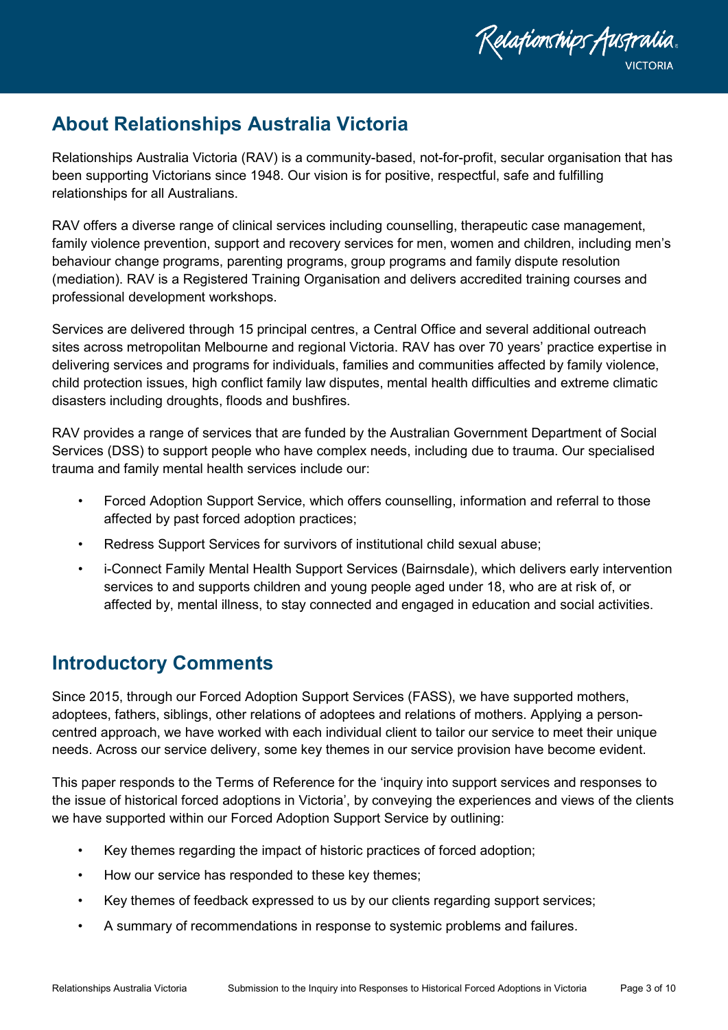## About Relationships Australia Victoria

Relationships Australia Victoria (RAV) is a community-based, not-for-profit, secular organisation that has been supporting Victorians since 1948. Our vision is for positive, respectful, safe and fulfilling relationships for all Australians.

RAV offers a diverse range of clinical services including counselling, therapeutic case management, family violence prevention, support and recovery services for men, women and children, including men's behaviour change programs, parenting programs, group programs and family dispute resolution (mediation). RAV is a Registered Training Organisation and delivers accredited training courses and professional development workshops.

Services are delivered through 15 principal centres, a Central Office and several additional outreach sites across metropolitan Melbourne and regional Victoria. RAV has over 70 years' practice expertise in delivering services and programs for individuals, families and communities affected by family violence, child protection issues, high conflict family law disputes, mental health difficulties and extreme climatic disasters including droughts, floods and bushfires.

RAV provides a range of services that are funded by the Australian Government Department of Social Services (DSS) to support people who have complex needs, including due to trauma. Our specialised trauma and family mental health services include our:

- Forced Adoption Support Service, which offers counselling, information and referral to those affected by past forced adoption practices;
- Redress Support Services for survivors of institutional child sexual abuse;
- i-Connect Family Mental Health Support Services (Bairnsdale), which delivers early intervention services to and supports children and young people aged under 18, who are at risk of, or affected by, mental illness, to stay connected and engaged in education and social activities.

## Introductory Comments

Since 2015, through our Forced Adoption Support Services (FASS), we have supported mothers, adoptees, fathers, siblings, other relations of adoptees and relations of mothers. Applying a person-centred approach, we have worked with each individual client to tailor our service to meet their unique needs. Across our service delivery, some key themes in our service provision have become evident.

This paper responds to the Terms of Reference for the 'inquiry into support services and responses to the issue of historical forced adoptions in Victoria', by conveying the experiences and views of the clients we have supported within our Forced Adoption Support Service by outlining:

- Key themes regarding the impact of historic practices of forced adoption;
- How our service has responded to these key themes;
- Key themes of feedback expressed to us by our clients regarding support services;
- A summary of recommendations in response to systemic problems and failures.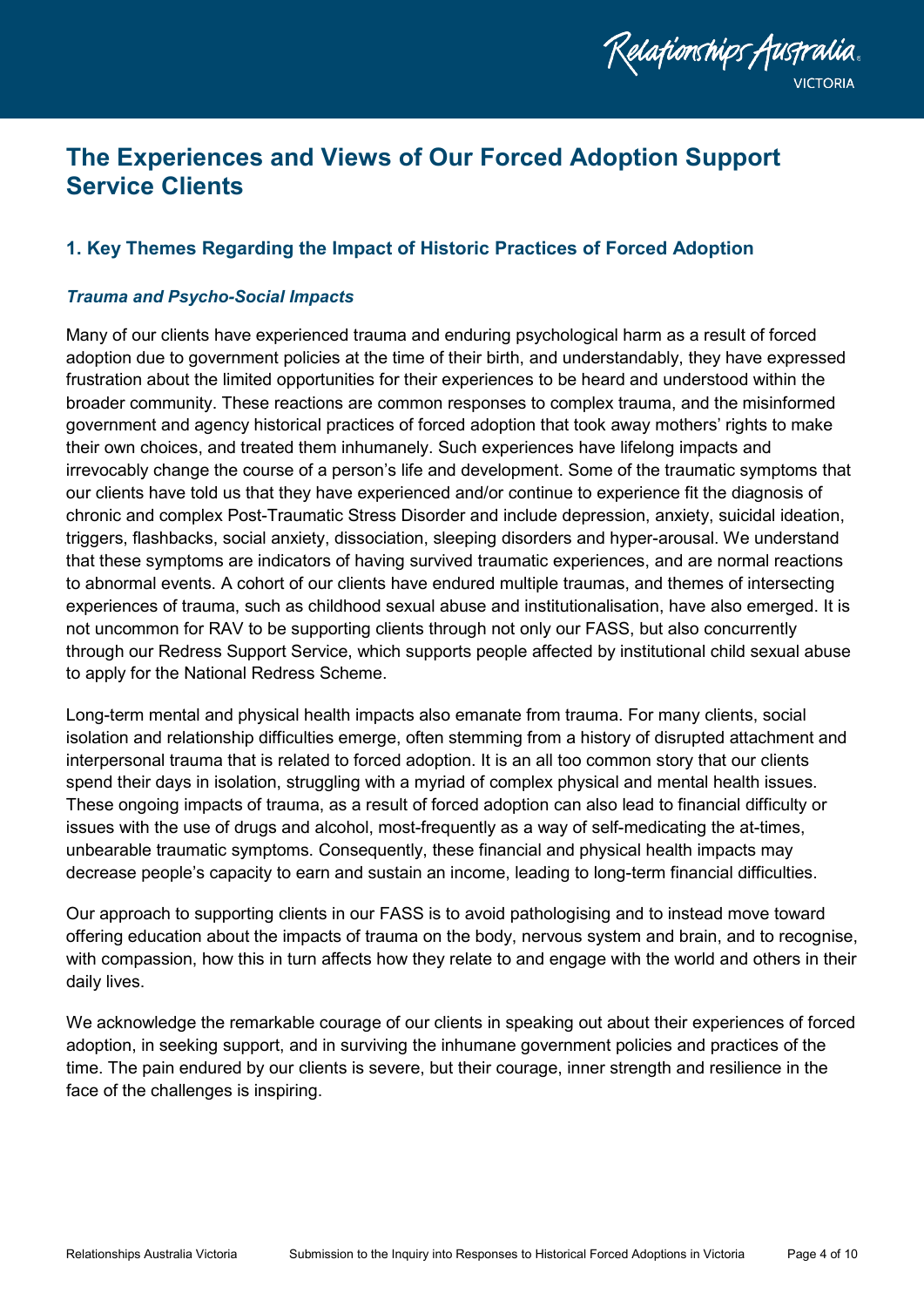# The Experiences and Views of Our Forced Adoption Support Service Clients

## 1. Key Themes Regarding the Impact of Historic Practices of Forced Adoption

### *Trauma and Psycho-Social Impacts*

Many of our clients have experienced trauma and enduring psychological harm as a result of forced adoption due to government policies at the time of their birth, and understandably, they have expressed frustration about the limited opportunities for their experiences to be heard and understood within the broader community. These reactions are common responses to complex trauma, and the misinformed government and agency historical practices of forced adoption that took away mothers' rights to make their own choices, and treated them inhumanely. Such experiences have lifelong impacts and irrevocably change the course of a person's life and development. Some of the traumatic symptoms that our clients have told us that they have experienced and/or continue to experience fit the diagnosis of chronic and complex Post-Traumatic Stress Disorder and include depression, anxiety, suicidal ideation, triggers, flashbacks, social anxiety, dissociation, sleeping disorders and hyper-arousal. We understand that these symptoms are indicators of having survived traumatic experiences, and are normal reactions to abnormal events. A cohort of our clients have endured multiple traumas, and themes of intersecting experiences of trauma, such as childhood sexual abuse and institutionalisation, have also emerged. It is not uncommon for RAV to be supporting clients through not only our FASS, but also concurrently through our Redress Support Service, which supports people affected by institutional child sexual abuse to apply for the National Redress Scheme.

Long-term mental and physical health impacts also emanate from trauma. For many clients, social isolation and relationship difficulties emerge, often stemming from a history of disrupted attachment and interpersonal trauma that is related to forced adoption. It is an all too common story that our clients spend their days in isolation, struggling with a myriad of complex physical and mental health issues. These ongoing impacts of trauma, as a result of forced adoption can also lead to financial difficulty or issues with the use of drugs and alcohol, most-frequently as a way of self-medicating the at-times, unbearable traumatic symptoms. Consequently, these financial and physical health impacts may decrease people's capacity to earn and sustain an income, leading to long-term financial difficulties.

Our approach to supporting clients in our FASS is to avoid pathologising and to instead move toward offering education about the impacts of trauma on the body, nervous system and brain, and to recognise, with compassion, how this in turn affects how they relate to and engage with the world and others in their daily lives.

We acknowledge the remarkable courage of our clients in speaking out about their experiences of forced adoption, in seeking support, and in surviving the inhumane government policies and practices of the time. The pain endured by our clients is severe, but their courage, inner strength and resilience in the face of the challenges is inspiring.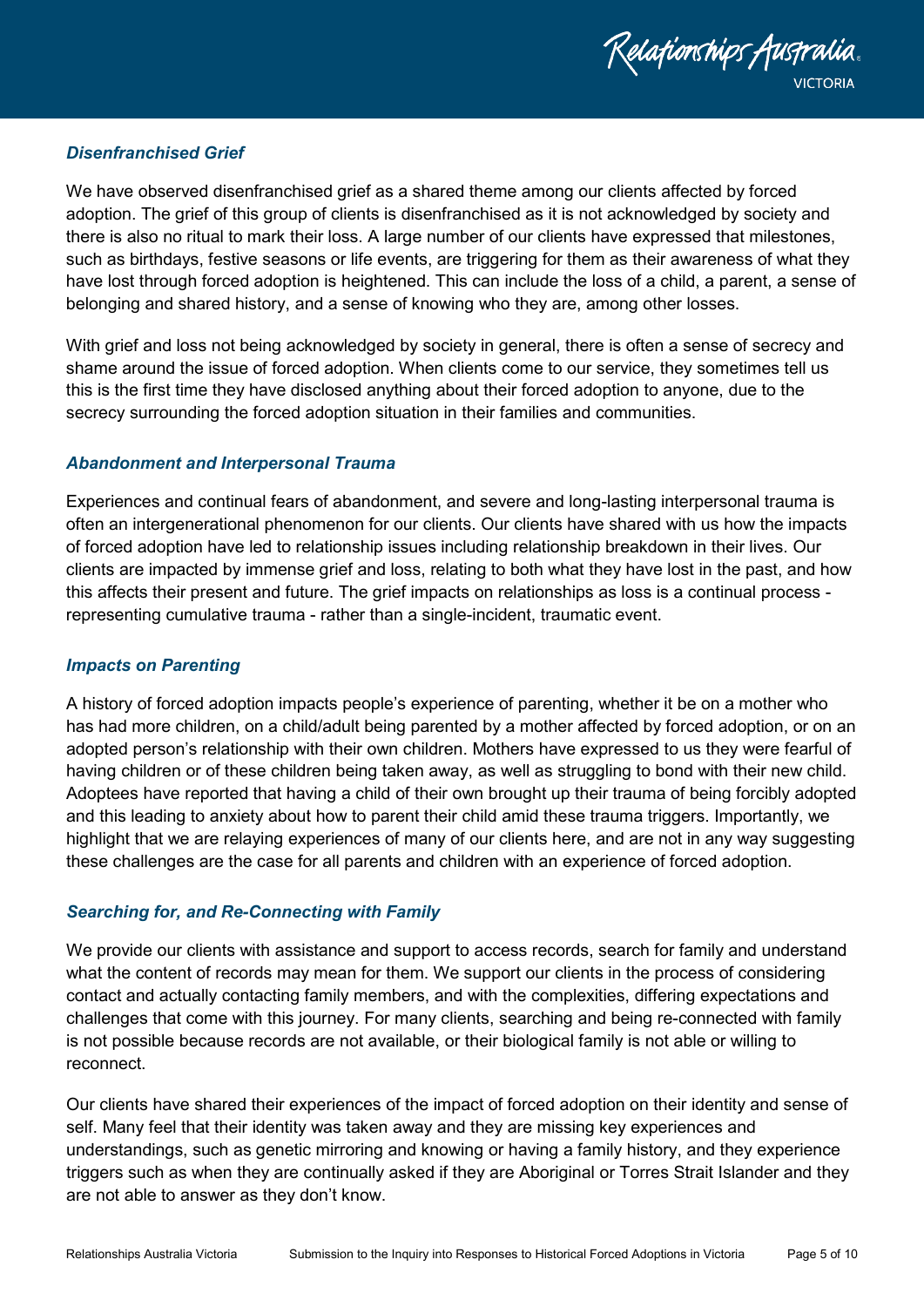### *Disenfranchised Grief*

We have observed disenfranchised grief as a shared theme among our clients affected by forced adoption. The grief of this group of clients is disenfranchised as it is not acknowledged by society and there is also no ritual to mark their loss. A large number of our clients have expressed that milestones, such as birthdays, festive seasons or life events, are triggering for them as their awareness of what they have lost through forced adoption is heightened. This can include the loss of a child, a parent, a sense of belonging and shared history, and a sense of knowing who they are, among other losses.

With grief and loss not being acknowledged by society in general, there is often a sense of secrecy and shame around the issue of forced adoption. When clients come to our service, they sometimes tell us this is the first time they have disclosed anything about their forced adoption to anyone, due to the secrecy surrounding the forced adoption situation in their families and communities.

### *Abandonment and Interpersonal Trauma*

Experiences and continual fears of abandonment, and severe and long-lasting interpersonal trauma is often an intergenerational phenomenon for our clients. Our clients have shared with us how the impacts of forced adoption have led to relationship issues including relationship breakdown in their lives. Our clients are impacted by immense grief and loss, relating to both what they have lost in the past, and how this affects their present and future. The grief impacts on relationships as loss is a continual process - representing cumulative trauma - rather than a single-incident, traumatic event.

### *Impacts on Parenting*

A history of forced adoption impacts people's experience of parenting, whether it be on a mother who has had more children, on a child/adult being parented by a mother affected by forced adoption, or on an adopted person's relationship with their own children. Mothers have expressed to us they were fearful of having children or of these children being taken away, as well as struggling to bond with their new child. Adoptees have reported that having a child of their own brought up their trauma of being forcibly adopted and this leading to anxiety about how to parent their child amid these trauma triggers. Importantly, we highlight that we are relaying experiences of many of our clients here, and are not in any way suggesting these challenges are the case for all parents and children with an experience of forced adoption.

### *Searching for, and Re-Connecting with Family*

We provide our clients with assistance and support to access records, search for family and understand what the content of records may mean for them. We support our clients in the process of considering contact and actually contacting family members, and with the complexities, differing expectations and challenges that come with this journey. For many clients, searching and being re-connected with family is not possible because records are not available, or their biological family is not able or willing to reconnect.

Our clients have shared their experiences of the impact of forced adoption on their identity and sense of self. Many feel that their identity was taken away and they are missing key experiences and understandings, such as genetic mirroring and knowing or having a family history, and they experience triggers such as when they are continually asked if they are Aboriginal or Torres Strait Islander and they are not able to answer as they don't know.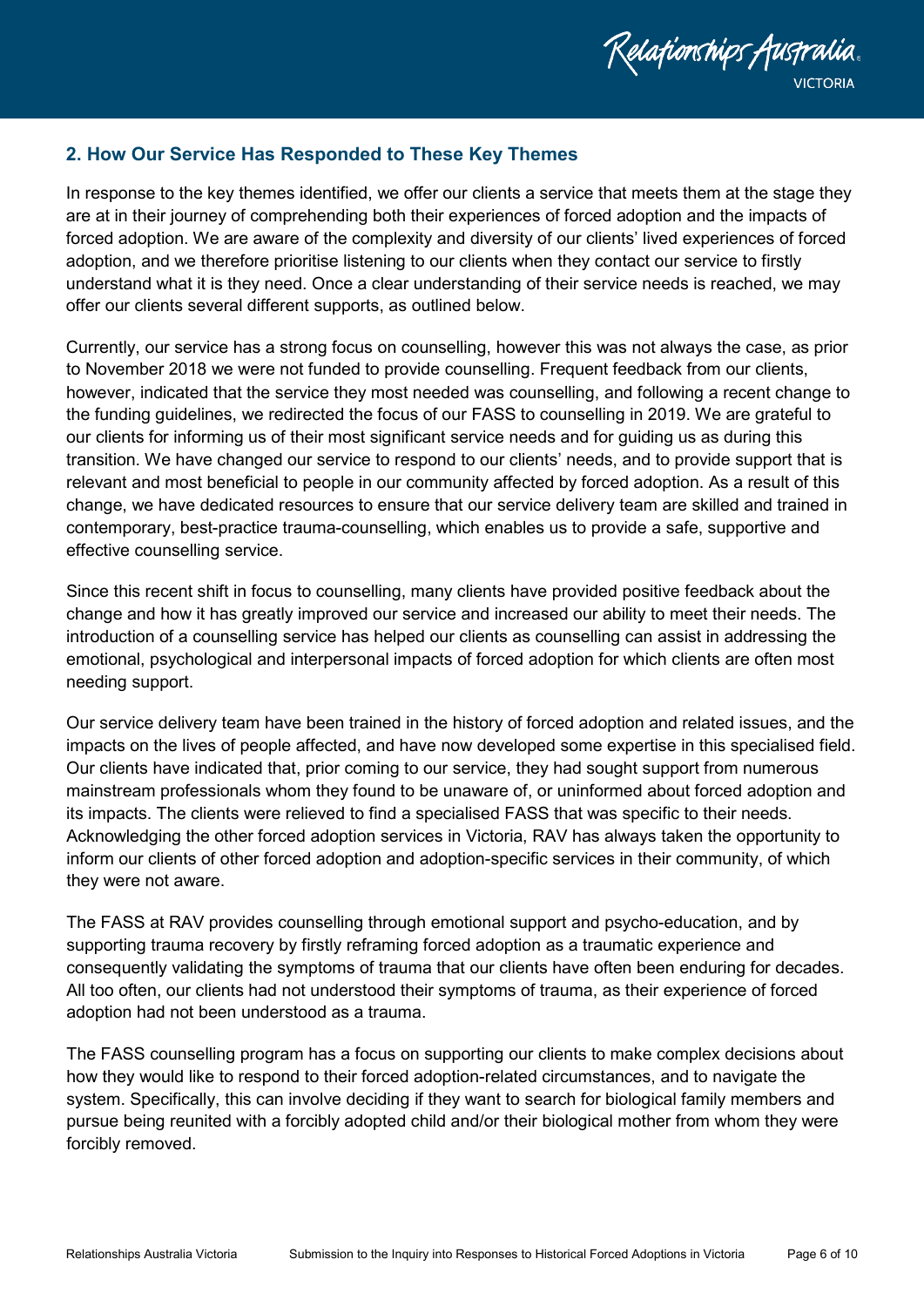## 2. How Our Service Has Responded to These Key Themes

In response to the key themes identified, we offer our clients a service that meets them at the stage they are at in their journey of comprehending both their experiences of forced adoption and the impacts of forced adoption. We are aware of the complexity and diversity of our clients' lived experiences of forced adoption, and we therefore prioritise listening to our clients when they contact our service to firstly understand what it is they need. Once a clear understanding of their service needs is reached, we may offer our clients several different supports, as outlined below.

Currently, our service has a strong focus on counselling, however this was not always the case, as prior to November 2018 we were not funded to provide counselling. Frequent feedback from our clients, however, indicated that the service they most needed was counselling, and following a recent change to the funding guidelines, we redirected the focus of our FASS to counselling in 2019. We are grateful to our clients for informing us of their most significant service needs and for guiding us as during this transition. We have changed our service to respond to our clients' needs, and to provide support that is relevant and most beneficial to people in our community affected by forced adoption. As a result of this change, we have dedicated resources to ensure that our service delivery team are skilled and trained in contemporary, best-practice trauma-counselling, which enables us to provide a safe, supportive and effective counselling service.

Since this recent shift in focus to counselling, many clients have provided positive feedback about the change and how it has greatly improved our service and increased our ability to meet their needs. The introduction of a counselling service has helped our clients as counselling can assist in addressing the emotional, psychological and interpersonal impacts of forced adoption for which clients are often most needing support.

Our service delivery team have been trained in the history of forced adoption and related issues, and the impacts on the lives of people affected, and have now developed some expertise in this specialised field. Our clients have indicated that, prior coming to our service, they had sought support from numerous mainstream professionals whom they found to be unaware of, or uninformed about forced adoption and its impacts. The clients were relieved to find a specialised FASS that was specific to their needs. Acknowledging the other forced adoption services in Victoria, RAV has always taken the opportunity to inform our clients of other forced adoption and adoption-specific services in their community, of which they were not aware.

The FASS at RAV provides counselling through emotional support and psycho-education, and by supporting trauma recovery by firstly reframing forced adoption as a traumatic experience and consequently validating the symptoms of trauma that our clients have often been enduring for decades. All too often, our clients had not understood their symptoms of trauma, as their experience of forced adoption had not been understood as a trauma.

The FASS counselling program has a focus on supporting our clients to make complex decisions about how they would like to respond to their forced adoption-related circumstances, and to navigate the system. Specifically, this can involve deciding if they want to search for biological family members and pursue being reunited with a forcibly adopted child and/or their biological mother from whom they were forcibly removed.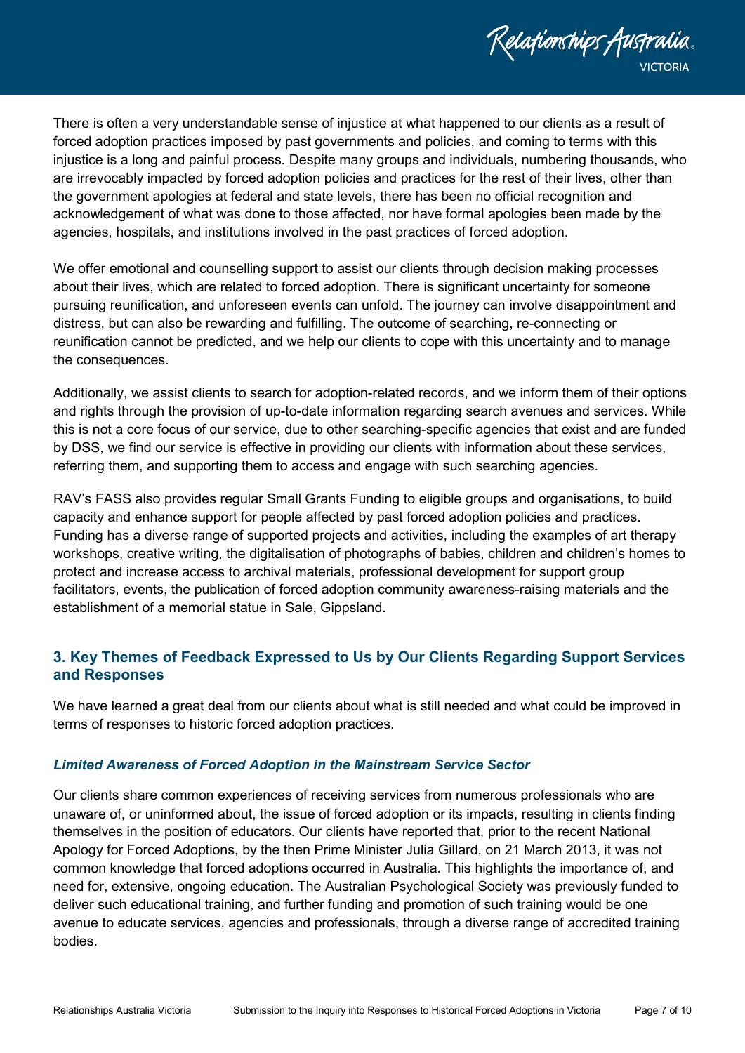There is often a very understandable sense of injustice at what happened to our clients as a result of forced adoption practices imposed by past governments and policies, and coming to terms with this injustice is a long and painful process. Despite many groups and individuals, numbering thousands, who are irrevocably impacted by forced adoption policies and practices for the rest of their lives, other than the government apologies at federal and state levels, there has been no official recognition and acknowledgement of what was done to those affected, nor have formal apologies been made by the agencies, hospitals, and institutions involved in the past practices of forced adoption.

We offer emotional and counselling support to assist our clients through decision making processes about their lives, which are related to forced adoption. There is significant uncertainty for someone pursuing reunification, and unforeseen events can unfold. The journey can involve disappointment and distress, but can also be rewarding and fulfilling. The outcome of searching, re-connecting or reunification cannot be predicted, and we help our clients to cope with this uncertainty and to manage the consequences.

Additionally, we assist clients to search for adoption-related records, and we inform them of their options and rights through the provision of up-to-date information regarding search avenues and services. While this is not a core focus of our service, due to other searching-specific agencies that exist and are funded by DSS, we find our service is effective in providing our clients with information about these services, referring them, and supporting them to access and engage with such searching agencies.

RAV's FASS also provides regular Small Grants Funding to eligible groups and organisations, to build capacity and enhance support for people affected by past forced adoption policies and practices. Funding has a diverse range of supported projects and activities, including the examples of art therapy workshops, creative writing, the digitalisation of photographs of babies, children and children's homes to protect and increase access to archival materials, professional development for support group facilitators, events, the publication of forced adoption community awareness-raising materials and the establishment of a memorial statue in Sale, Gippsland.

## 3. Key Themes of Feedback Expressed to Us by Our Clients Regarding Support Services and Responses

We have learned a great deal from our clients about what is still needed and what could be improved in terms of responses to historic forced adoption practices.

### *Limited Awareness of Forced Adoption in the Mainstream Service Sector*

Our clients share common experiences of receiving services from numerous professionals who are unaware of, or uninformed about, the issue of forced adoption or its impacts, resulting in clients finding themselves in the position of educators. Our clients have reported that, prior to the recent National Apology for Forced Adoptions, by the then Prime Minister Julia Gillard, on 21 March 2013, it was not common knowledge that forced adoptions occurred in Australia. This highlights the importance of, and need for, extensive, ongoing education. The Australian Psychological Society was previously funded to deliver such educational training, and further funding and promotion of such training would be one avenue to educate services, agencies and professionals, through a diverse range of accredited training bodies.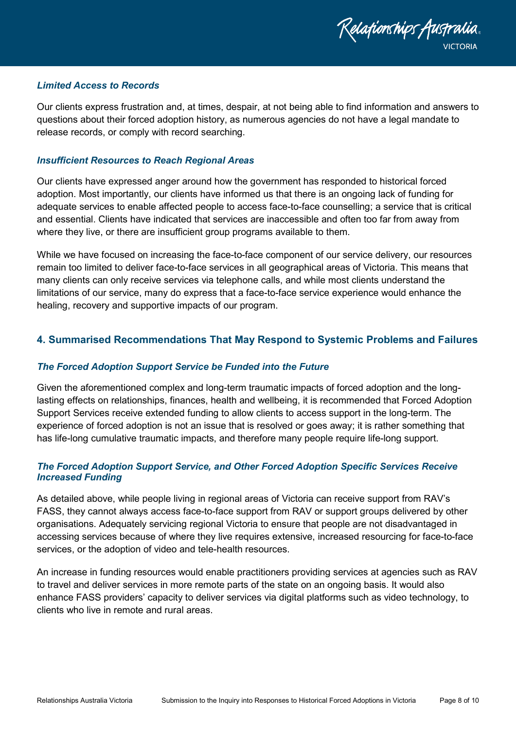### *Limited Access to Records*

Our clients express frustration and, at times, despair, at not being able to find information and answers to questions about their forced adoption history, as numerous agencies do not have a legal mandate to release records, or comply with record searching.

### *Insufficient Resources to Reach Regional Areas*

Our clients have expressed anger around how the government has responded to historical forced adoption. Most importantly, our clients have informed us that there is an ongoing lack of funding for adequate services to enable affected people to access face-to-face counselling; a service that is critical and essential. Clients have indicated that services are inaccessible and often too far from away from where they live, or there are insufficient group programs available to them.

While we have focused on increasing the face-to-face component of our service delivery, our resources remain too limited to deliver face-to-face services in all geographical areas of Victoria. This means that many clients can only receive services via telephone calls, and while most clients understand the limitations of our service, many do express that a face-to-face service experience would enhance the healing, recovery and supportive impacts of our program.

## 4. Summarised Recommendations That May Respond to Systemic Problems and Failures

### *The Forced Adoption Support Service be Funded into the Future*

Given the aforementioned complex and long-term traumatic impacts of forced adoption and the long-lasting effects on relationships, finances, health and wellbeing, it is recommended that Forced Adoption Support Services receive extended funding to allow clients to access support in the long-term. The experience of forced adoption is not an issue that is resolved or goes away; it is rather something that has life-long cumulative traumatic impacts, and therefore many people require life-long support.

### *The Forced Adoption Support Service, and Other Forced Adoption Specific Services Receive Increased Funding*

As detailed above, while people living in regional areas of Victoria can receive support from RAV's FASS, they cannot always access face-to-face support from RAV or support groups delivered by other organisations. Adequately servicing regional Victoria to ensure that people are not disadvantaged in accessing services because of where they live requires extensive, increased resourcing for face-to-face services, or the adoption of video and tele-health resources.

An increase in funding resources would enable practitioners providing services at agencies such as RAV to travel and deliver services in more remote parts of the state on an ongoing basis. It would also enhance FASS providers' capacity to deliver services via digital platforms such as video technology, to clients who live in remote and rural areas.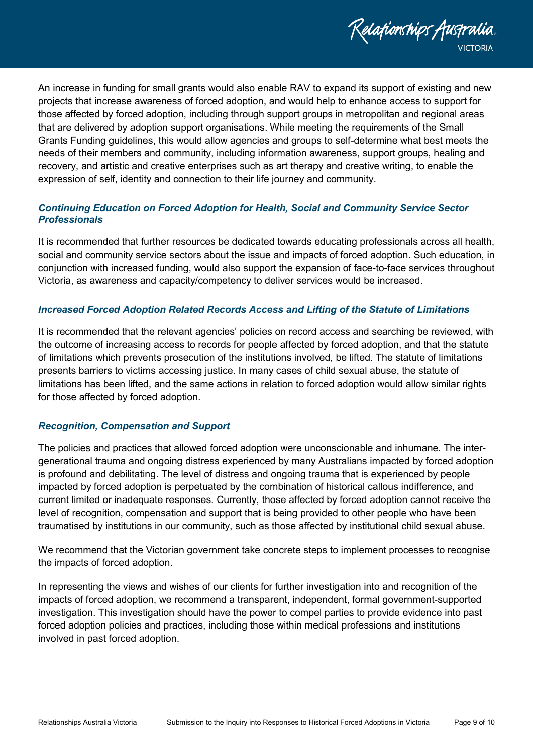An increase in funding for small grants would also enable RAV to expand its support of existing and new projects that increase awareness of forced adoption, and would help to enhance access to support for those affected by forced adoption, including through support groups in metropolitan and regional areas that are delivered by adoption support organisations. While meeting the requirements of the Small Grants Funding guidelines, this would allow agencies and groups to self-determine what best meets the needs of their members and community, including information awareness, support groups, healing and recovery, and artistic and creative enterprises such as art therapy and creative writing, to enable the expression of self, identity and connection to their life journey and community.

### *Continuing Education on Forced Adoption for Health, Social and Community Service Sector Professionals*

It is recommended that further resources be dedicated towards educating professionals across all health, social and community service sectors about the issue and impacts of forced adoption. Such education, in conjunction with increased funding, would also support the expansion of face-to-face services throughout Victoria, as awareness and capacity/competency to deliver services would be increased.

### *Increased Forced Adoption Related Records Access and Lifting of the Statute of Limitations*

It is recommended that the relevant agencies' policies on record access and searching be reviewed, with the outcome of increasing access to records for people affected by forced adoption, and that the statute of limitations which prevents prosecution of the institutions involved, be lifted. The statute of limitations presents barriers to victims accessing justice. In many cases of child sexual abuse, the statute of limitations has been lifted, and the same actions in relation to forced adoption would allow similar rights for those affected by forced adoption.

### *Recognition, Compensation and Support*

The policies and practices that allowed forced adoption were unconscionable and inhumane. The inter-generational trauma and ongoing distress experienced by many Australians impacted by forced adoption is profound and debilitating. The level of distress and ongoing trauma that is experienced by people impacted by forced adoption is perpetuated by the combination of historical callous indifference, and current limited or inadequate responses. Currently, those affected by forced adoption cannot receive the level of recognition, compensation and support that is being provided to other people who have been traumatised by institutions in our community, such as those affected by institutional child sexual abuse.

We recommend that the Victorian government take concrete steps to implement processes to recognise the impacts of forced adoption.

In representing the views and wishes of our clients for further investigation into and recognition of the impacts of forced adoption, we recommend a transparent, independent, formal government-supported investigation. This investigation should have the power to compel parties to provide evidence into past forced adoption policies and practices, including those within medical professions and institutions involved in past forced adoption.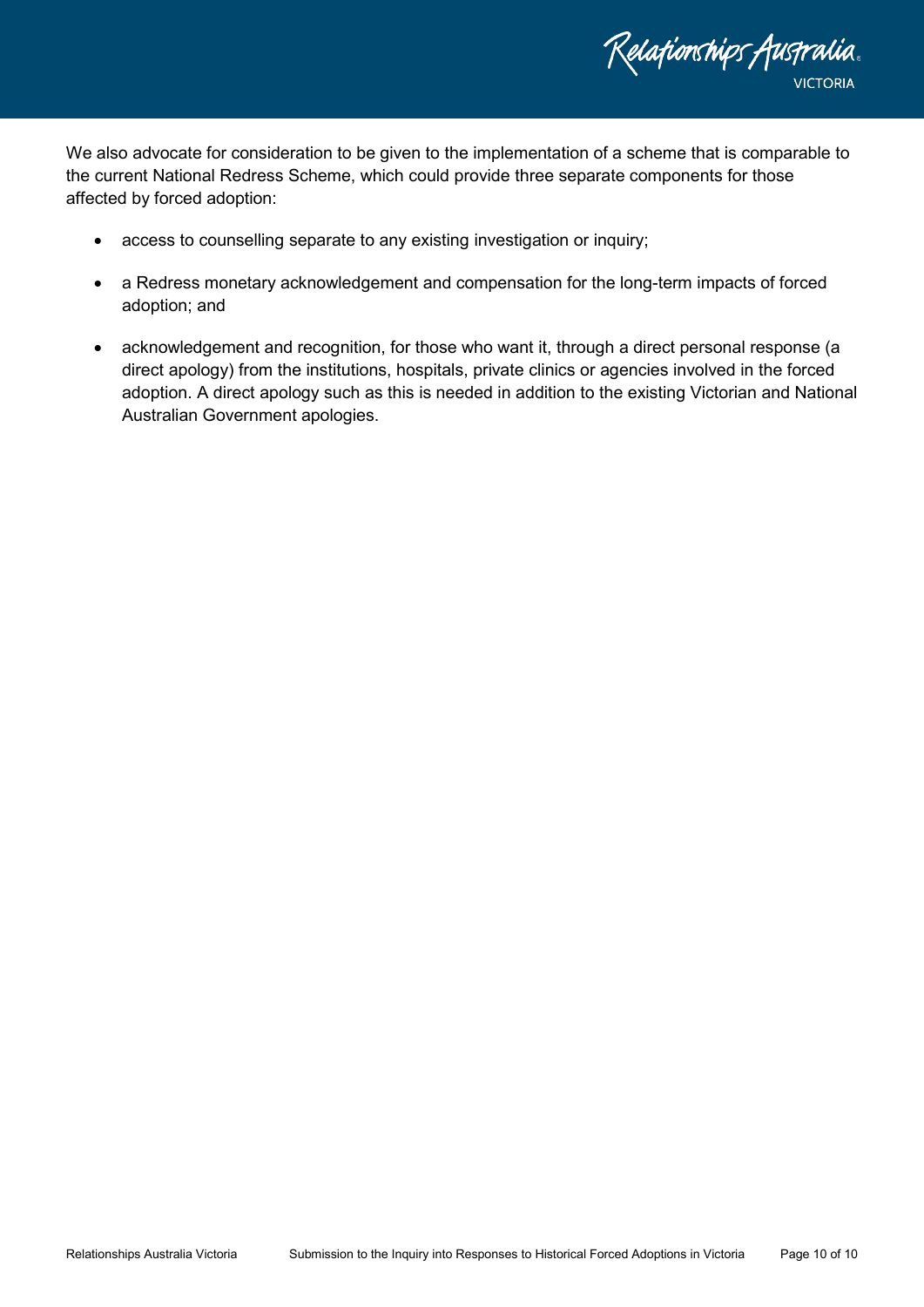We also advocate for consideration to be given to the implementation of a scheme that is comparable to the current National Redress Scheme, which could provide three separate components for those affected by forced adoption:

- access to counselling separate to any existing investigation or inquiry;
- a Redress monetary acknowledgement and compensation for the long-term impacts of forced adoption; and
- acknowledgement and recognition, for those who want it, through a direct personal response (a direct apology) from the institutions, hospitals, private clinics or agencies involved in the forced adoption. A direct apology such as this is needed in addition to the existing Victorian and National Australian Government apologies.